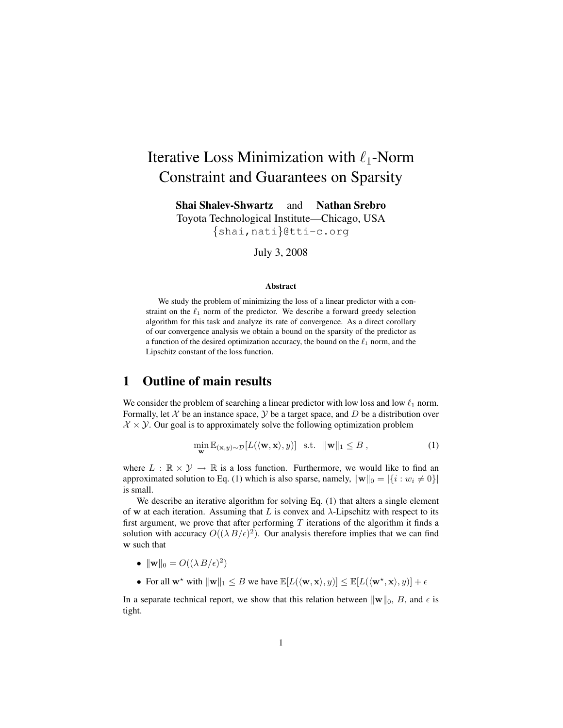# Iterative Loss Minimization with $\ell_1$-Norm Constraint and Guarantees on Sparsity

**Shai Shalev-Shwartz** and **Nathan Srebro**
Toyota Technological Institute—Chicago, USA
{shai,nati}@tti-c.org

July 3, 2008

### Abstract

We study the problem of minimizing the loss of a linear predictor with a constraint on the $\ell_1$ norm of the predictor. We describe a forward greedy selection algorithm for this task and analyze its rate of convergence. As a direct corollary of our convergence analysis we obtain a bound on the sparsity of the predictor as a function of the desired optimization accuracy, the bound on the $\ell_1$ norm, and the Lipschitz constant of the loss function.

## 1 Outline of main results

We consider the problem of searching a linear predictor with low loss and low $\ell_1$ norm. Formally, let $\mathcal{X}$ be an instance space, $\mathcal{Y}$ be a target space, and $D$ be a distribution over $\mathcal{X} \times \mathcal{Y}$. Our goal is to approximately solve the following optimization problem

$$\min_{\mathbf{w}} \mathbb{E}_{(\mathbf{x},y)\sim\mathcal{D}}[L(\langle \mathbf{w}, \mathbf{x} \rangle, y)] \quad \text{s.t.} \quad \|\mathbf{w}\|_1 \leq B \,, \tag{1}$$

where $L : \mathbb{R} \times \mathcal{Y} \to \mathbb{R}$ is a loss function. Furthermore, we would like to find an approximated solution to Eq. (1) which is also sparse, namely, $\|\mathbf{w}\|_0 = |\{i : w_i \neq 0\}|$ is small.

We describe an iterative algorithm for solving Eq. (1) that alters a single element of $\mathbf{w}$ at each iteration. Assuming that $L$ is convex and $\lambda$-Lipschitz with respect to its first argument, we prove that after performing $T$ iterations of the algorithm it finds a solution with accuracy $O((\lambda B/\epsilon)^2)$. Our analysis therefore implies that we can find $\mathbf{w}$ such that

- $\|\mathbf{w}\|_0 = O((\lambda B/\epsilon)^2)$
- For all $\mathbf{w}^\star$ with $\|\mathbf{w}\|_1 \leq B$ we have $\mathbb{E}[L(\langle \mathbf{w}, \mathbf{x} \rangle, y)] \leq \mathbb{E}[L(\langle \mathbf{w}^\star, \mathbf{x} \rangle, y)] + \epsilon$

In a separate technical report, we show that this relation between $\|\mathbf{w}\|_0$, $B$, and $\epsilon$ is tight.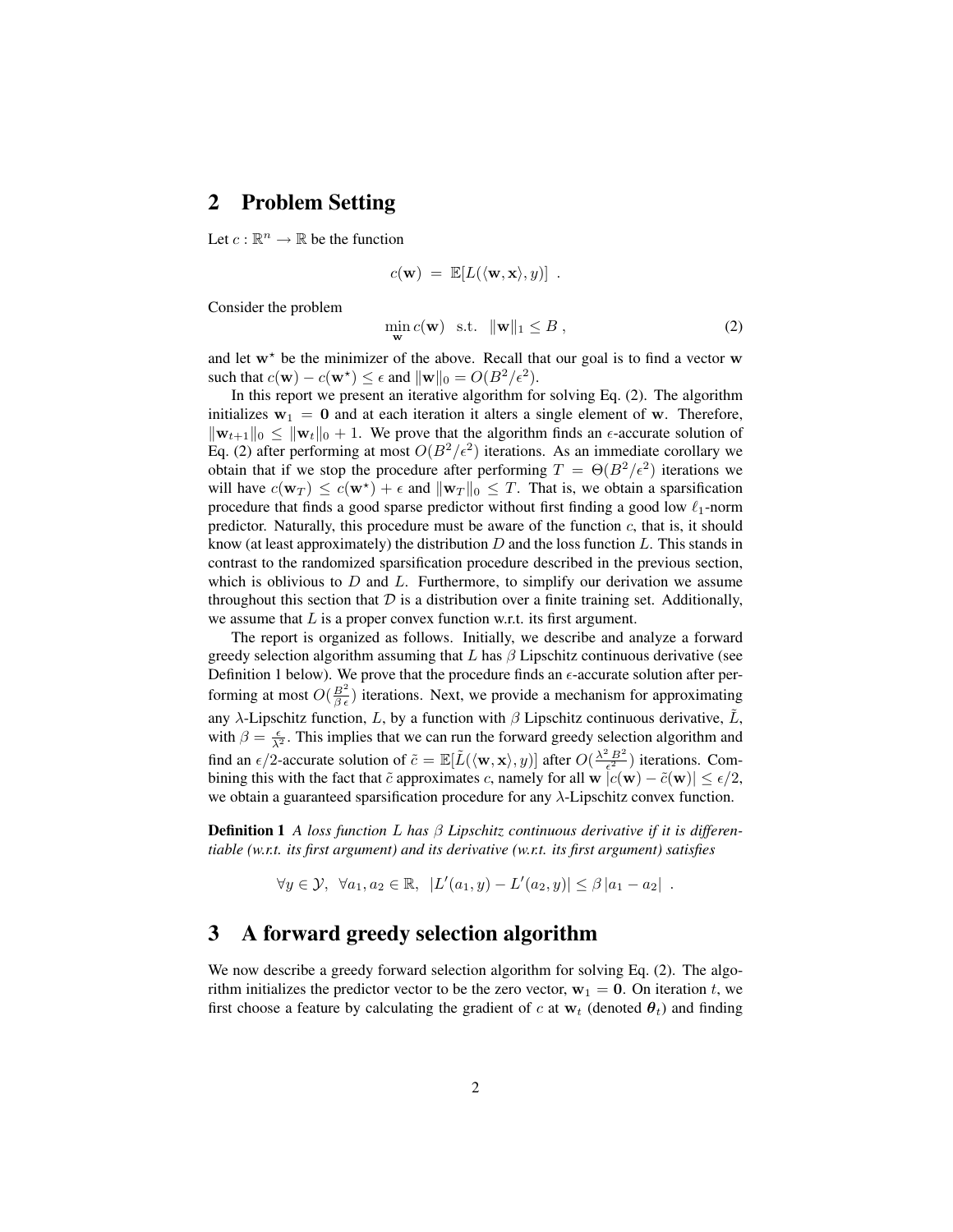## 2 Problem Setting

Let $c : \mathbb{R}^n \to \mathbb{R}$ be the function

$$c(\mathbf{w}) \;=\; \mathbb{E}[L(\langle \mathbf{w}, \mathbf{x} \rangle, y)] \;.$$

Consider the problem

$$\min_{\mathbf{w}} c(\mathbf{w}) \quad \text{s.t.} \quad \|\mathbf{w}\|_1 \leq B \;, \tag{2}$$

and let $\mathbf{w}^\star$ be the minimizer of the above. Recall that our goal is to find a vector $\mathbf{w}$ such that $c(\mathbf{w}) - c(\mathbf{w}^\star) \leq \epsilon$ and $\|\mathbf{w}\|_0 = O(B^2/\epsilon^2)$.

In this report we present an iterative algorithm for solving Eq. (2). The algorithm initializes $\mathbf{w}_1 = \mathbf{0}$ and at each iteration it alters a single element of $\mathbf{w}$. Therefore, $\|\mathbf{w}_{t+1}\|_0 \leq \|\mathbf{w}_t\|_0 + 1$. We prove that the algorithm finds an $\epsilon$-accurate solution of Eq. (2) after performing at most $O(B^2/\epsilon^2)$ iterations. As an immediate corollary we obtain that if we stop the procedure after performing $T = \Theta(B^2/\epsilon^2)$ iterations we will have $c(\mathbf{w}_T) \leq c(\mathbf{w}^\star) + \epsilon$ and $\|\mathbf{w}_T\|_0 \leq T$. That is, we obtain a sparsification procedure that finds a good sparse predictor without first finding a good low $\ell_1$-norm predictor. Naturally, this procedure must be aware of the function $c$, that is, it should know (at least approximately) the distribution $D$ and the loss function $L$. This stands in contrast to the randomized sparsification procedure described in the previous section, which is oblivious to $D$ and $L$. Furthermore, to simplify our derivation we assume throughout this section that $\mathcal{D}$ is a distribution over a finite training set. Additionally, we assume that $L$ is a proper convex function w.r.t. its first argument.

The report is organized as follows. Initially, we describe and analyze a forward greedy selection algorithm assuming that $L$ has $\beta$ Lipschitz continuous derivative (see Definition 1 below). We prove that the procedure finds an $\epsilon$-accurate solution after performing at most $O(\frac{B^2}{\beta\,\epsilon})$ iterations. Next, we provide a mechanism for approximating any $\lambda$-Lipschitz function, $L$, by a function with $\beta$ Lipschitz continuous derivative, $\tilde{L}$, with $\beta = \frac{\epsilon}{\lambda^2}$. This implies that we can run the forward greedy selection algorithm and find an $\epsilon/2$-accurate solution of $\tilde{c} = \mathbb{E}[\tilde{L}(\langle \mathbf{w}, \mathbf{x} \rangle, y)]$ after $O(\frac{\lambda^2 B^2}{\epsilon^2})$ iterations. Combining this with the fact that $\tilde{c}$ approximates $c$, namely for all $\mathbf{w}$ $|c(\mathbf{w}) - \tilde{c}(\mathbf{w})| \leq \epsilon/2$, we obtain a guaranteed sparsification procedure for any $\lambda$-Lipschitz convex function.

**Definition 1** *A loss function $L$ has $\beta$ Lipschitz continuous derivative if it is differentiable (w.r.t. its first argument) and its derivative (w.r.t. its first argument) satisfies*

$$\forall y \in \mathcal{Y}, \;\; \forall a_1, a_2 \in \mathbb{R}, \;\; |L'(a_1, y) - L'(a_2, y)| \leq \beta\,|a_1 - a_2| \;\;.$$

## 3 A forward greedy selection algorithm

We now describe a greedy forward selection algorithm for solving Eq. (2). The algorithm initializes the predictor vector to be the zero vector, $\mathbf{w}_1 = \mathbf{0}$. On iteration $t$, we first choose a feature by calculating the gradient of $c$ at $\mathbf{w}_t$ (denoted $\boldsymbol{\theta}_t$) and finding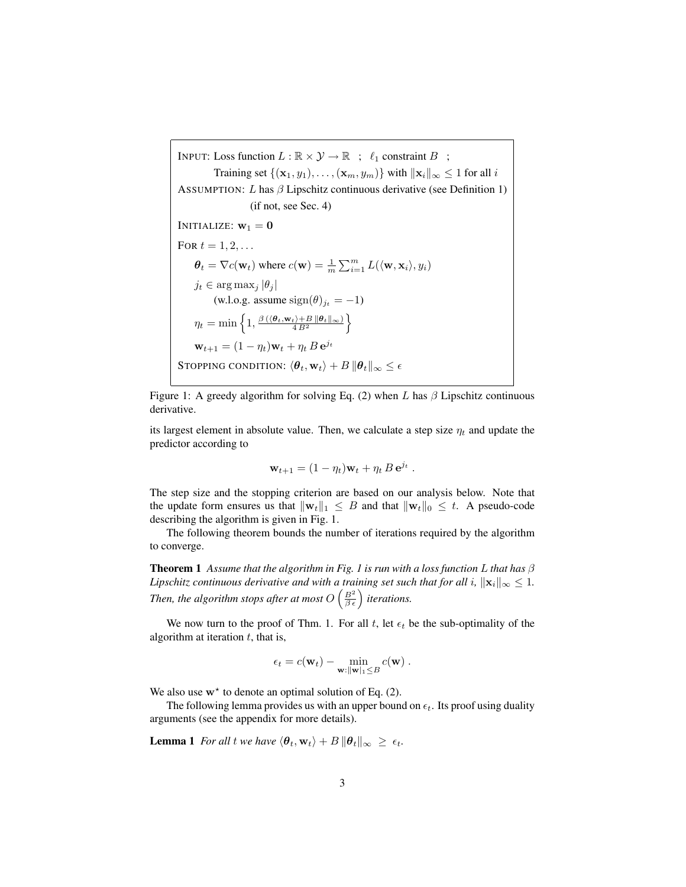INPUT: Loss function $L : \mathbb{R} \times \mathcal{Y} \to \mathbb{R}$ ; $\ell_1$ constraint $B$ ;
Training set $\{(\mathbf{x}_1, y_1), \ldots, (\mathbf{x}_m, y_m)\}$ with $\|\mathbf{x}_i\|_\infty \leq 1$ for all $i$

ASSUMPTION: $L$ has $\beta$ Lipschitz continuous derivative (see Definition 1)
(if not, see Sec. 4)

INITIALIZE: $\mathbf{w}_1 = \mathbf{0}$

FOR $t = 1, 2, \ldots$

- $\boldsymbol{\theta}_t = \nabla c(\mathbf{w}_t)$ where $c(\mathbf{w}) = \frac{1}{m}\sum_{i=1}^{m} L(\langle \mathbf{w}, \mathbf{x}_i \rangle, y_i)$
- $j_t \in \arg\max_j |\theta_j|$
  (w.l.o.g. assume $\mathrm{sign}(\theta)_{j_t} = -1$)
- $\eta_t = \min\left\{1, \frac{\beta\,(\langle \boldsymbol{\theta}_t, \mathbf{w}_t \rangle + B\,\|\boldsymbol{\theta}_t\|_\infty)}{4\,B^2}\right\}$
- $\mathbf{w}_{t+1} = (1 - \eta_t)\mathbf{w}_t + \eta_t\, B\, \mathbf{e}^{j_t}$

STOPPING CONDITION: $\langle \boldsymbol{\theta}_t, \mathbf{w}_t \rangle + B\,\|\boldsymbol{\theta}_t\|_\infty \leq \epsilon$

Figure 1: A greedy algorithm for solving Eq. (2) when $L$ has $\beta$ Lipschitz continuous derivative.

its largest element in absolute value. Then, we calculate a step size $\eta_t$ and update the predictor according to

$$\mathbf{w}_{t+1} = (1 - \eta_t)\mathbf{w}_t + \eta_t\, B\, \mathbf{e}^{j_t} \ .$$

The step size and the stopping criterion are based on our analysis below. Note that the update form ensures us that $\|\mathbf{w}_t\|_1 \leq B$ and that $\|\mathbf{w}_t\|_0 \leq t$. A pseudo-code describing the algorithm is given in Fig. 1.

The following theorem bounds the number of iterations required by the algorithm to converge.

**Theorem 1** *Assume that the algorithm in Fig. 1 is run with a loss function $L$ that has $\beta$ Lipschitz continuous derivative and with a training set such that for all $i$, $\|\mathbf{x}_i\|_\infty \leq 1$. Then, the algorithm stops after at most $O\left(\frac{B^2}{\beta\,\epsilon}\right)$ iterations.*

We now turn to the proof of Thm. 1. For all $t$, let $\epsilon_t$ be the sub-optimality of the algorithm at iteration $t$, that is,

$$\epsilon_t = c(\mathbf{w}_t) - \min_{\mathbf{w}:\|\mathbf{w}\|_1 \leq B} c(\mathbf{w}) \ .$$

We also use $\mathbf{w}^\star$ to denote an optimal solution of Eq. (2).

The following lemma provides us with an upper bound on $\epsilon_t$. Its proof using duality arguments (see the appendix for more details).

**Lemma 1** *For all $t$ we have $\langle \boldsymbol{\theta}_t, \mathbf{w}_t \rangle + B\,\|\boldsymbol{\theta}_t\|_\infty \ \geq \ \epsilon_t$.*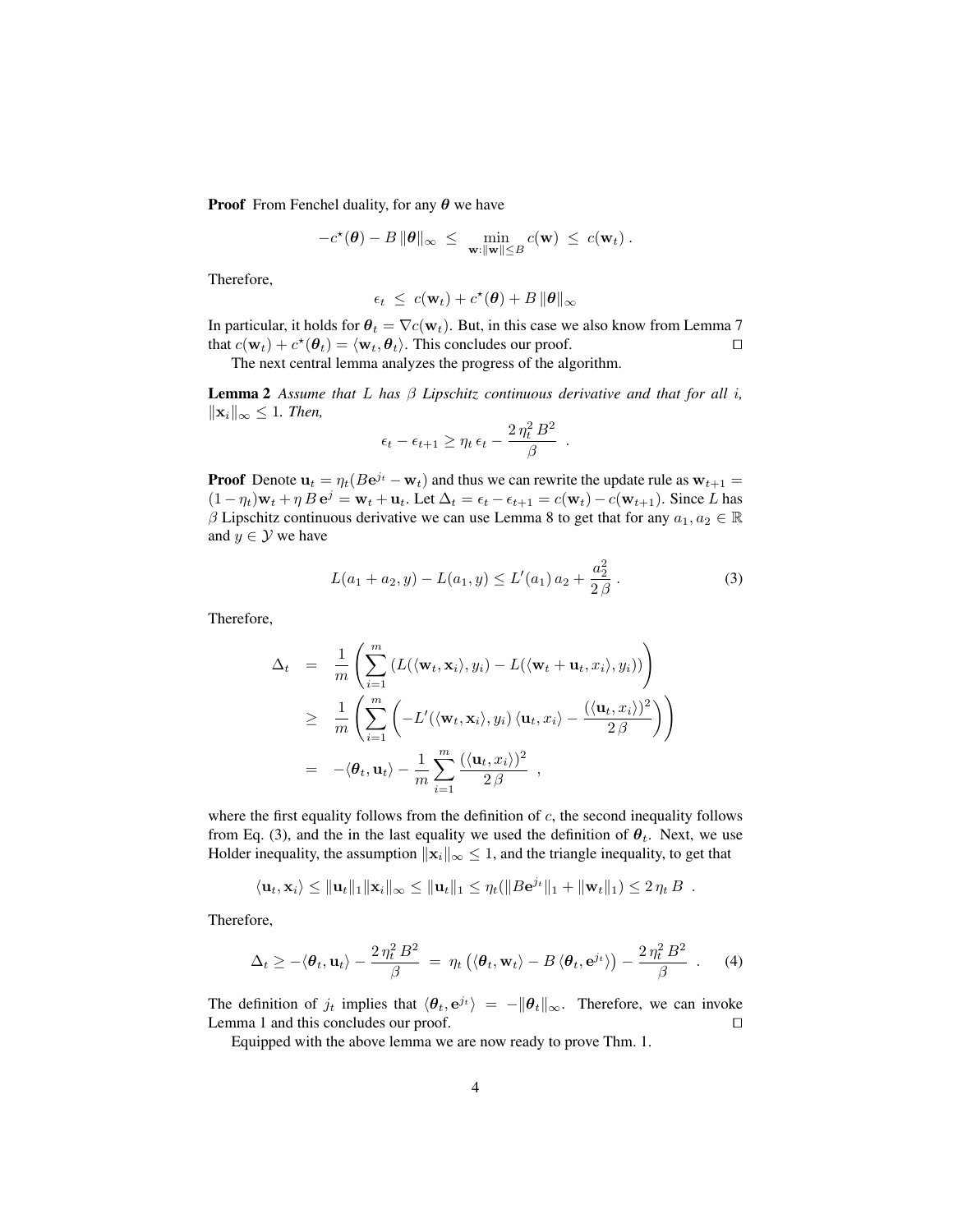**Proof** From Fenchel duality, for any $\boldsymbol{\theta}$ we have

$$-c^\star(\boldsymbol{\theta}) - B\,\|\boldsymbol{\theta}\|_\infty \;\le\; \min_{\mathbf{w}:\|\mathbf{w}\|\le B} c(\mathbf{w}) \;\le\; c(\mathbf{w}_t)\;.$$

Therefore,

$$\epsilon_t \;\le\; c(\mathbf{w}_t) + c^\star(\boldsymbol{\theta}) + B\,\|\boldsymbol{\theta}\|_\infty$$

In particular, it holds for $\boldsymbol{\theta}_t = \nabla c(\mathbf{w}_t)$. But, in this case we also know from Lemma 7 that $c(\mathbf{w}_t) + c^\star(\boldsymbol{\theta}_t) = \langle \mathbf{w}_t, \boldsymbol{\theta}_t\rangle$. This concludes our proof. ◻

The next central lemma analyzes the progress of the algorithm.

**Lemma 2** *Assume that $L$ has $\beta$ Lipschitz continuous derivative and that for all $i$, $\|\mathbf{x}_i\|_\infty \le 1$. Then,*

$$\epsilon_t - \epsilon_{t+1} \ge \eta_t\,\epsilon_t - \frac{2\,\eta_t^2\,B^2}{\beta}\;\;.$$

**Proof** Denote $\mathbf{u}_t = \eta_t(B\mathbf{e}^{j_t} - \mathbf{w}_t)$ and thus we can rewrite the update rule as $\mathbf{w}_{t+1} = (1-\eta_t)\mathbf{w}_t + \eta\,B\,\mathbf{e}^j = \mathbf{w}_t + \mathbf{u}_t$. Let $\Delta_t = \epsilon_t - \epsilon_{t+1} = c(\mathbf{w}_t) - c(\mathbf{w}_{t+1})$. Since $L$ has $\beta$ Lipschitz continuous derivative we can use Lemma 8 to get that for any $a_1, a_2 \in \mathbb{R}$ and $y \in \mathcal{Y}$ we have

$$L(a_1 + a_2, y) - L(a_1, y) \le L'(a_1)\,a_2 + \frac{a_2^2}{2\,\beta}\;. \tag{3}$$

Therefore,

$$\begin{aligned}
\Delta_t &= \frac{1}{m}\left(\sum_{i=1}^m \left(L(\langle \mathbf{w}_t, \mathbf{x}_i\rangle, y_i) - L(\langle \mathbf{w}_t + \mathbf{u}_t, x_i\rangle, y_i)\right)\right)\\
&\ge \frac{1}{m}\left(\sum_{i=1}^m \left(-L'(\langle \mathbf{w}_t, \mathbf{x}_i\rangle, y_i)\,\langle \mathbf{u}_t, x_i\rangle - \frac{(\langle \mathbf{u}_t, x_i\rangle)^2}{2\,\beta}\right)\right)\\
&= -\langle \boldsymbol{\theta}_t, \mathbf{u}_t\rangle - \frac{1}{m}\sum_{i=1}^m \frac{(\langle \mathbf{u}_t, x_i\rangle)^2}{2\,\beta}\;\;,
\end{aligned}$$

where the first equality follows from the definition of $c$, the second inequality follows from Eq. (3), and the in the last equality we used the definition of $\boldsymbol{\theta}_t$. Next, we use Holder inequality, the assumption $\|\mathbf{x}_i\|_\infty \le 1$, and the triangle inequality, to get that

$$\langle \mathbf{u}_t, \mathbf{x}_i\rangle \le \|\mathbf{u}_t\|_1 \|\mathbf{x}_i\|_\infty \le \|\mathbf{u}_t\|_1 \le \eta_t(\|B\mathbf{e}^{j_t}\|_1 + \|\mathbf{w}_t\|_1) \le 2\,\eta_t\,B\;\;.$$

Therefore,

$$\Delta_t \ge -\langle \boldsymbol{\theta}_t, \mathbf{u}_t\rangle - \frac{2\,\eta_t^2\,B^2}{\beta} \;=\; \eta_t\left(\langle \boldsymbol{\theta}_t, \mathbf{w}_t\rangle - B\,\langle \boldsymbol{\theta}_t, \mathbf{e}^{j_t}\rangle\right) - \frac{2\,\eta_t^2\,B^2}{\beta}\;\;. \tag{4}$$

The definition of $j_t$ implies that $\langle \boldsymbol{\theta}_t, \mathbf{e}^{j_t}\rangle = -\|\boldsymbol{\theta}_t\|_\infty$. Therefore, we can invoke Lemma 1 and this concludes our proof. ◻

Equipped with the above lemma we are now ready to prove Thm. 1.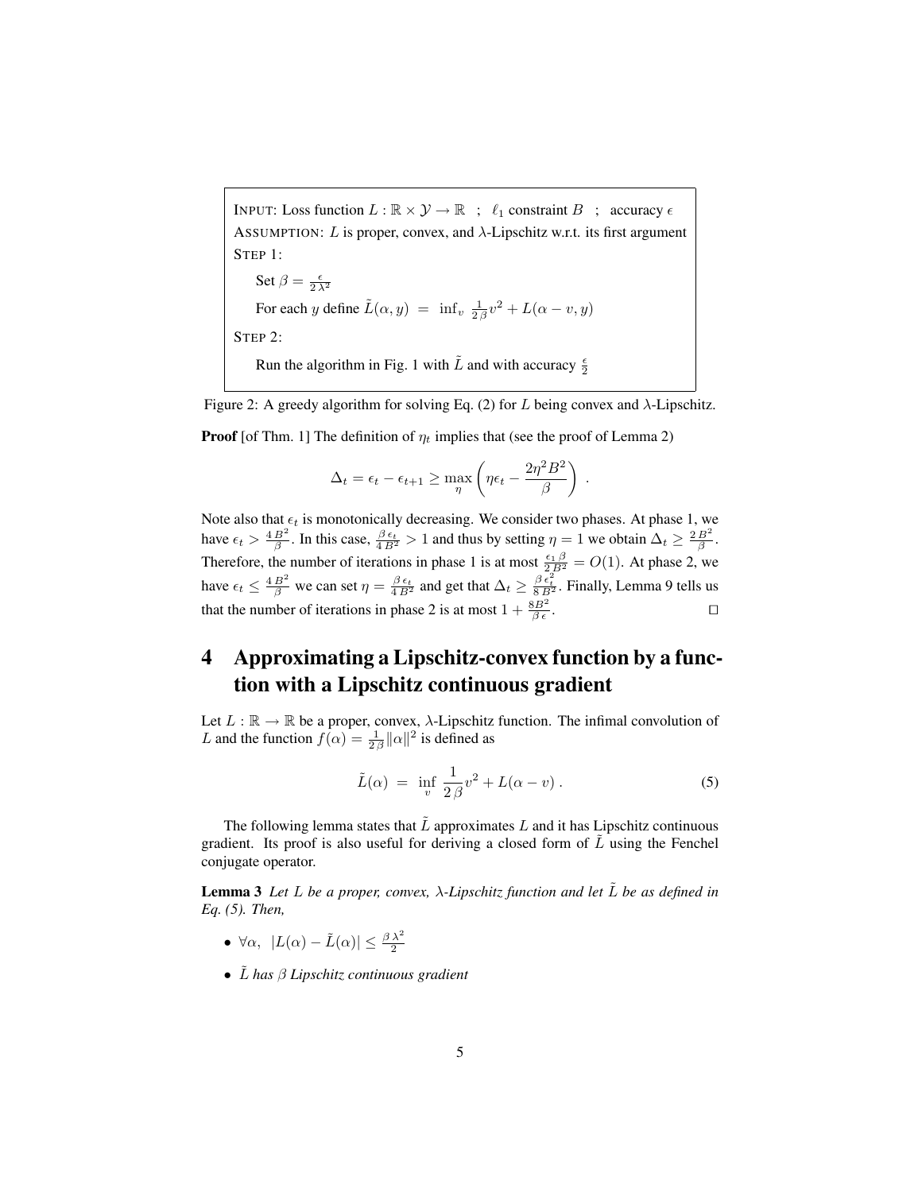INPUT: Loss function $L : \mathbb{R} \times \mathcal{Y} \to \mathbb{R}$ ; $\ell_1$ constraint $B$ ; accuracy $\epsilon$
ASSUMPTION: $L$ is proper, convex, and $\lambda$-Lipschitz w.r.t. its first argument
STEP 1:

Set $\beta = \frac{\epsilon}{2\lambda^2}$

For each $y$ define $\tilde{L}(\alpha, y) = \inf_v \frac{1}{2\beta} v^2 + L(\alpha - v, y)$

STEP 2:

Run the algorithm in Fig. 1 with $\tilde{L}$ and with accuracy $\frac{\epsilon}{2}$

Figure 2: A greedy algorithm for solving Eq. (2) for $L$ being convex and $\lambda$-Lipschitz.

**Proof** [of Thm. 1] The definition of $\eta_t$ implies that (see the proof of Lemma 2)

$$\Delta_t = \epsilon_t - \epsilon_{t+1} \geq \max_{\eta} \left( \eta \epsilon_t - \frac{2\eta^2 B^2}{\beta} \right) .$$

Note also that $\epsilon_t$ is monotonically decreasing. We consider two phases. At phase 1, we have $\epsilon_t > \frac{4B^2}{\beta}$. In this case, $\frac{\beta \epsilon_t}{4B^2} > 1$ and thus by setting $\eta = 1$ we obtain $\Delta_t \geq \frac{2B^2}{\beta}$. Therefore, the number of iterations in phase 1 is at most $\frac{\epsilon_1 \beta}{2B^2} = O(1)$. At phase 2, we have $\epsilon_t \leq \frac{4B^2}{\beta}$ we can set $\eta = \frac{\beta \epsilon_t}{4B^2}$ and get that $\Delta_t \geq \frac{\beta \epsilon_t^2}{8B^2}$. Finally, Lemma 9 tells us that the number of iterations in phase 2 is at most $1 + \frac{8B^2}{\beta \epsilon}$. ☐

# 4 Approximating a Lipschitz-convex function by a function with a Lipschitz continuous gradient

Let $L : \mathbb{R} \to \mathbb{R}$ be a proper, convex, $\lambda$-Lipschitz function. The infimal convolution of $L$ and the function $f(\alpha) = \frac{1}{2\beta}\|\alpha\|^2$ is defined as

$$\tilde{L}(\alpha) = \inf_v \frac{1}{2\beta} v^2 + L(\alpha - v) . \tag{5}$$

The following lemma states that $\tilde{L}$ approximates $L$ and it has Lipschitz continuous gradient. Its proof is also useful for deriving a closed form of $\tilde{L}$ using the Fenchel conjugate operator.

**Lemma 3** *Let $L$ be a proper, convex, $\lambda$-Lipschitz function and let $\tilde{L}$ be as defined in Eq. (5). Then,*

- $\forall \alpha, \ |L(\alpha) - \tilde{L}(\alpha)| \leq \frac{\beta \lambda^2}{2}$
- *$\tilde{L}$ has $\beta$ Lipschitz continuous gradient*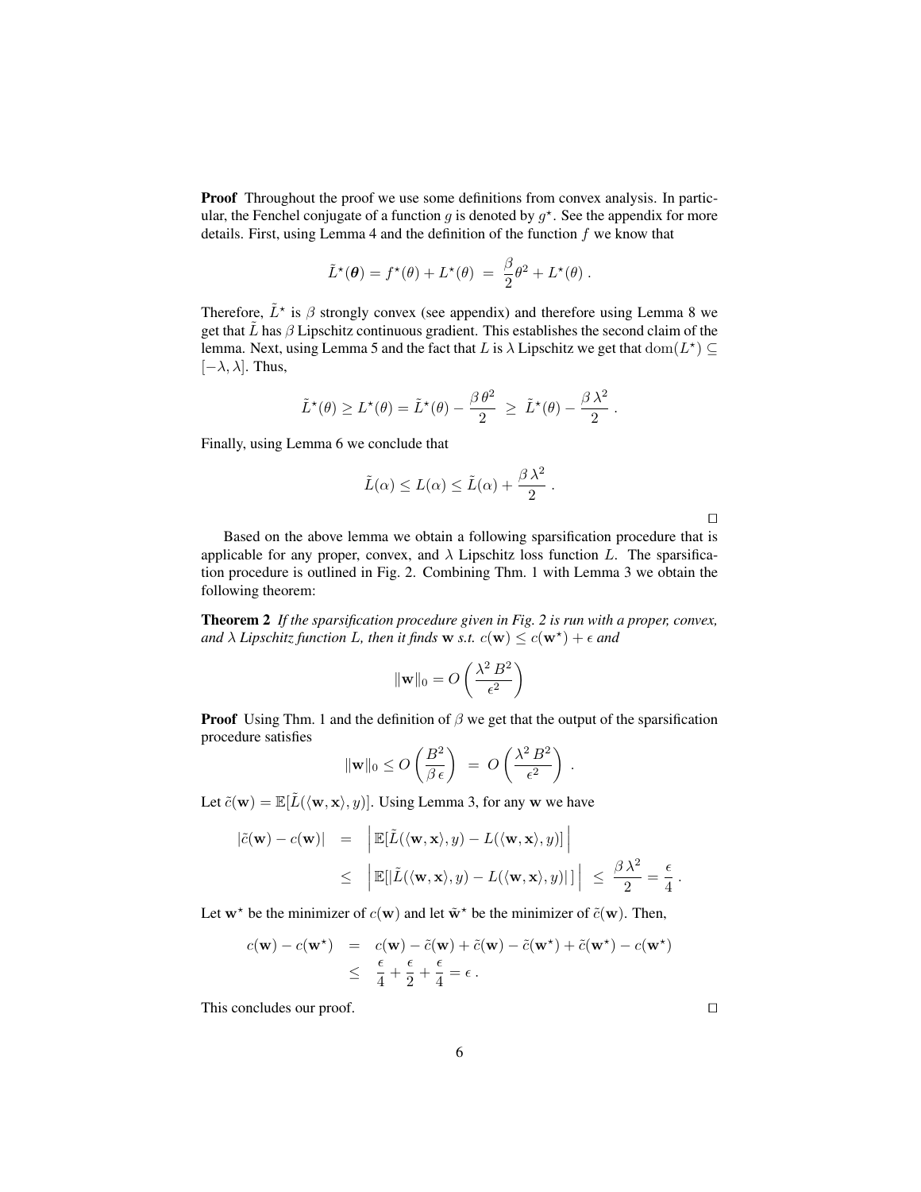**Proof** Throughout the proof we use some definitions from convex analysis. In particular, the Fenchel conjugate of a function $g$ is denoted by $g^\star$. See the appendix for more details. First, using Lemma 4 and the definition of the function $f$ we know that

$$\tilde{L}^\star(\boldsymbol{\theta}) = f^\star(\theta) + L^\star(\theta) \;=\; \frac{\beta}{2}\theta^2 + L^\star(\theta) \,.$$

Therefore, $\tilde{L}^\star$ is $\beta$ strongly convex (see appendix) and therefore using Lemma 8 we get that $\tilde{L}$ has $\beta$ Lipschitz continuous gradient. This establishes the second claim of the lemma. Next, using Lemma 5 and the fact that $L$ is $\lambda$ Lipschitz we get that $\mathrm{dom}(L^\star) \subseteq [-\lambda, \lambda]$. Thus,

$$\tilde{L}^\star(\theta) \geq L^\star(\theta) = \tilde{L}^\star(\theta) - \frac{\beta\,\theta^2}{2} \;\geq\; \tilde{L}^\star(\theta) - \frac{\beta\,\lambda^2}{2} \,.$$

Finally, using Lemma 6 we conclude that

$$\tilde{L}(\alpha) \leq L(\alpha) \leq \tilde{L}(\alpha) + \frac{\beta\,\lambda^2}{2} \,.$$

□

Based on the above lemma we obtain a following sparsification procedure that is applicable for any proper, convex, and $\lambda$ Lipschitz loss function $L$. The sparsification procedure is outlined in Fig. 2. Combining Thm. 1 with Lemma 3 we obtain the following theorem:

**Theorem 2** *If the sparsification procedure given in Fig. 2 is run with a proper, convex, and $\lambda$ Lipschitz function $L$, then it finds $\mathbf{w}$ s.t. $c(\mathbf{w}) \leq c(\mathbf{w}^\star) + \epsilon$ and*

$$\|\mathbf{w}\|_0 = O\left(\frac{\lambda^2\,B^2}{\epsilon^2}\right)$$

**Proof** Using Thm. 1 and the definition of $\beta$ we get that the output of the sparsification procedure satisfies

$$\|\mathbf{w}\|_0 \leq O\left(\frac{B^2}{\beta\,\epsilon}\right) \;=\; O\left(\frac{\lambda^2\,B^2}{\epsilon^2}\right) \,.$$

Let $\tilde{c}(\mathbf{w}) = \mathbb{E}[\tilde{L}(\langle \mathbf{w}, \mathbf{x}\rangle, y)]$. Using Lemma 3, for any $\mathbf{w}$ we have

$$\begin{aligned}
|\tilde{c}(\mathbf{w}) - c(\mathbf{w})| &= \left|\mathbb{E}[\tilde{L}(\langle \mathbf{w}, \mathbf{x}\rangle, y) - L(\langle \mathbf{w}, \mathbf{x}\rangle, y)]\right| \\
&\leq \left|\mathbb{E}[|\tilde{L}(\langle \mathbf{w}, \mathbf{x}\rangle, y) - L(\langle \mathbf{w}, \mathbf{x}\rangle, y)|\,]\right| \;\leq\; \frac{\beta\,\lambda^2}{2} = \frac{\epsilon}{4} \,.
\end{aligned}$$

Let $\mathbf{w}^\star$ be the minimizer of $c(\mathbf{w})$ and let $\tilde{\mathbf{w}}^\star$ be the minimizer of $\tilde{c}(\mathbf{w})$. Then,

$$\begin{aligned}
c(\mathbf{w}) - c(\mathbf{w}^\star) &= c(\mathbf{w}) - \tilde{c}(\mathbf{w}) + \tilde{c}(\mathbf{w}) - \tilde{c}(\mathbf{w}^\star) + \tilde{c}(\mathbf{w}^\star) - c(\mathbf{w}^\star) \\
&\leq \frac{\epsilon}{4} + \frac{\epsilon}{2} + \frac{\epsilon}{4} = \epsilon \,.
\end{aligned}$$

This concludes our proof. □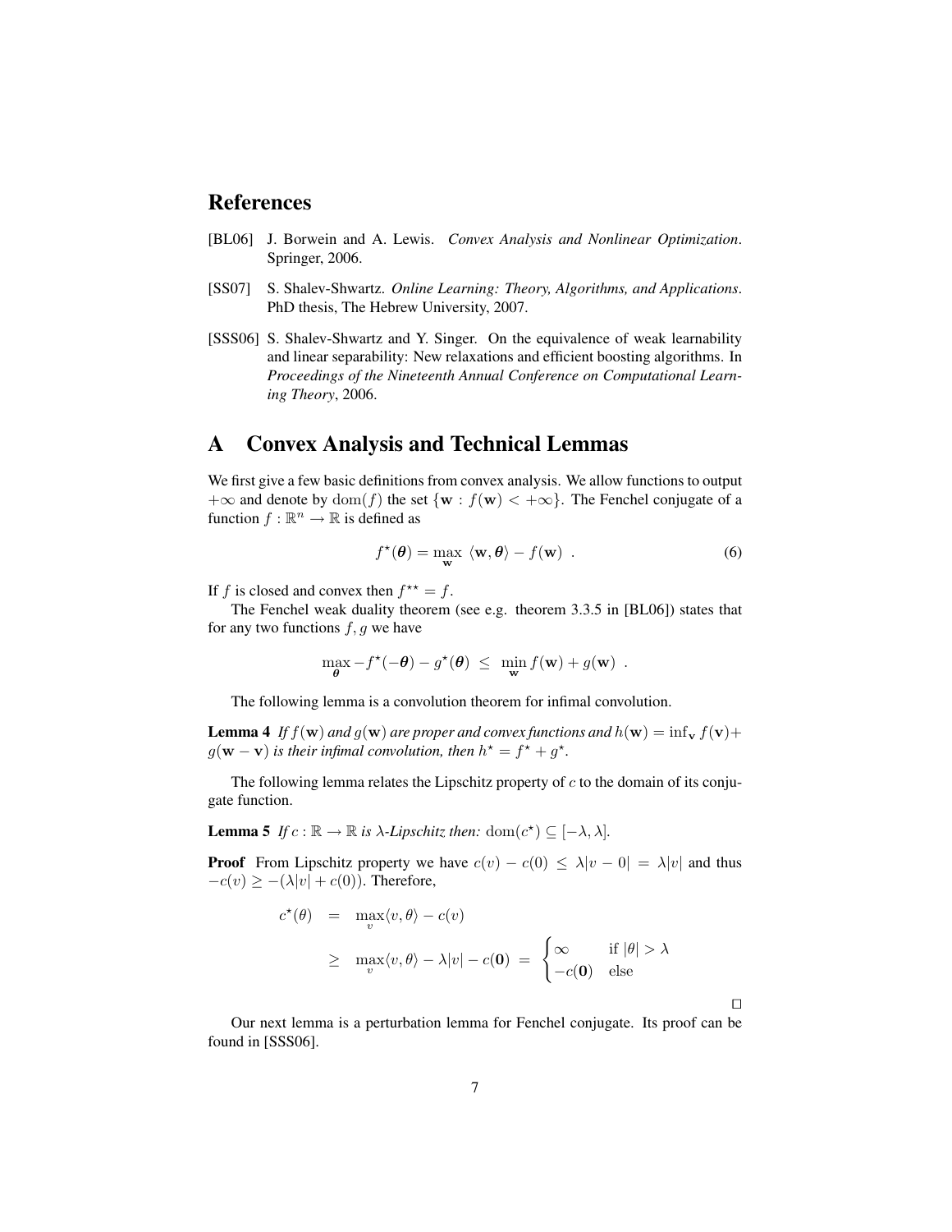## References

[BL06] J. Borwein and A. Lewis. *Convex Analysis and Nonlinear Optimization*. Springer, 2006.

[SS07] S. Shalev-Shwartz. *Online Learning: Theory, Algorithms, and Applications*. PhD thesis, The Hebrew University, 2007.

[SSS06] S. Shalev-Shwartz and Y. Singer. On the equivalence of weak learnability and linear separability: New relaxations and efficient boosting algorithms. In *Proceedings of the Nineteenth Annual Conference on Computational Learning Theory*, 2006.

## A Convex Analysis and Technical Lemmas

We first give a few basic definitions from convex analysis. We allow functions to output $+\infty$ and denote by $\mathrm{dom}(f)$ the set $\{\mathbf{w} : f(\mathbf{w}) < +\infty\}$. The Fenchel conjugate of a function $f : \mathbb{R}^n \to \mathbb{R}$ is defined as

$$f^\star(\boldsymbol{\theta}) = \max_{\mathbf{w}} \ \langle \mathbf{w}, \boldsymbol{\theta} \rangle - f(\mathbf{w}) \ . \tag{6}$$

If $f$ is closed and convex then $f^{\star\star} = f$.

The Fenchel weak duality theorem (see e.g. theorem 3.3.5 in [BL06]) states that for any two functions $f, g$ we have

$$\max_{\boldsymbol{\theta}} -f^\star(-\boldsymbol{\theta}) - g^\star(\boldsymbol{\theta}) \ \leq \ \min_{\mathbf{w}} f(\mathbf{w}) + g(\mathbf{w}) \ .$$

The following lemma is a convolution theorem for infimal convolution.

**Lemma 4** *If $f(\mathbf{w})$ and $g(\mathbf{w})$ are proper and convex functions and $h(\mathbf{w}) = \inf_{\mathbf{v}} f(\mathbf{v}) + g(\mathbf{w} - \mathbf{v})$ is their infimal convolution, then $h^\star = f^\star + g^\star$.*

The following lemma relates the Lipschitz property of $c$ to the domain of its conjugate function.

**Lemma 5** *If $c : \mathbb{R} \to \mathbb{R}$ is $\lambda$-Lipschitz then:* $\mathrm{dom}(c^\star) \subseteq [-\lambda, \lambda]$.

**Proof** From Lipschitz property we have $c(v) - c(0) \leq \lambda|v - 0| = \lambda|v|$ and thus $-c(v) \geq -(\lambda|v| + c(0))$. Therefore,

$$\begin{aligned} c^\star(\theta) &= \max_v \langle v, \theta \rangle - c(v) \\ &\geq \max_v \langle v, \theta \rangle - \lambda|v| - c(\mathbf{0}) \ = \ \begin{cases} \infty & \text{if } |\theta| > \lambda \\ -c(\mathbf{0}) & \text{else} \end{cases} \end{aligned}$$

$\square$

Our next lemma is a perturbation lemma for Fenchel conjugate. Its proof can be found in [SSS06].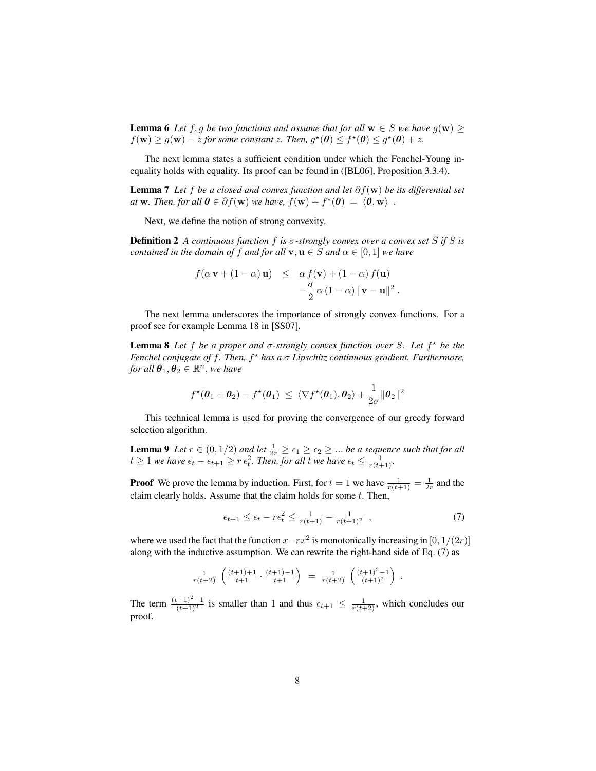**Lemma 6** *Let $f, g$ be two functions and assume that for all $\mathbf{w} \in S$ we have $g(\mathbf{w}) \geq f(\mathbf{w}) \geq g(\mathbf{w}) - z$ for some constant $z$. Then, $g^\star(\boldsymbol{\theta}) \leq f^\star(\boldsymbol{\theta}) \leq g^\star(\boldsymbol{\theta}) + z$.*

The next lemma states a sufficient condition under which the Fenchel-Young inequality holds with equality. Its proof can be found in ([BL06], Proposition 3.3.4).

**Lemma 7** *Let $f$ be a closed and convex function and let $\partial f(\mathbf{w})$ be its differential set at $\mathbf{w}$. Then, for all $\boldsymbol{\theta} \in \partial f(\mathbf{w})$ we have, $f(\mathbf{w}) + f^\star(\boldsymbol{\theta}) = \langle \boldsymbol{\theta}, \mathbf{w} \rangle$ .*

Next, we define the notion of strong convexity.

**Definition 2** *A continuous function $f$ is $\sigma$-strongly convex over a convex set $S$ if $S$ is contained in the domain of $f$ and for all $\mathbf{v}, \mathbf{u} \in S$ and $\alpha \in [0, 1]$ we have*

$$
\begin{aligned}
f(\alpha\, \mathbf{v} + (1-\alpha)\, \mathbf{u}) \quad \leq \quad & \alpha\, f(\mathbf{v}) + (1-\alpha)\, f(\mathbf{u}) \\
& - \frac{\sigma}{2}\, \alpha\, (1-\alpha)\, \|\mathbf{v} - \mathbf{u}\|^2 \, .
\end{aligned}
$$

The next lemma underscores the importance of strongly convex functions. For a proof see for example Lemma 18 in [SS07].

**Lemma 8** *Let $f$ be a proper and $\sigma$-strongly convex function over $S$. Let $f^\star$ be the Fenchel conjugate of $f$. Then, $f^\star$ has a $\sigma$ Lipschitz continuous gradient. Furthermore, for all $\boldsymbol{\theta}_1, \boldsymbol{\theta}_2 \in \mathbb{R}^n$, we have*

$$
f^\star(\boldsymbol{\theta}_1 + \boldsymbol{\theta}_2) - f^\star(\boldsymbol{\theta}_1) \;\leq\; \langle \nabla f^\star(\boldsymbol{\theta}_1), \boldsymbol{\theta}_2 \rangle + \frac{1}{2\sigma} \|\boldsymbol{\theta}_2\|^2
$$

This technical lemma is used for proving the convergence of our greedy forward selection algorithm.

**Lemma 9** *Let $r \in (0, 1/2)$ and let $\frac{1}{2r} \geq \epsilon_1 \geq \epsilon_2 \geq \ldots$ be a sequence such that for all $t \geq 1$ we have $\epsilon_t - \epsilon_{t+1} \geq r\, \epsilon_t^2$. Then, for all $t$ we have $\epsilon_t \leq \frac{1}{r(t+1)}$.*

**Proof** We prove the lemma by induction. First, for $t = 1$ we have $\frac{1}{r(t+1)} = \frac{1}{2r}$ and the claim clearly holds. Assume that the claim holds for some $t$. Then,

$$
\epsilon_{t+1} \leq \epsilon_t - r\epsilon_t^2 \leq \tfrac{1}{r(t+1)} - \tfrac{1}{r(t+1)^2} \quad , \tag{7}
$$

where we used the fact that the function $x - rx^2$ is monotonically increasing in $[0, 1/(2r)]$ along with the inductive assumption. We can rewrite the right-hand side of Eq. (7) as

$$
\tfrac{1}{r(t+2)} \left( \tfrac{(t+1)+1}{t+1} \cdot \tfrac{(t+1)-1}{t+1} \right) \;=\; \tfrac{1}{r(t+2)} \left( \tfrac{(t+1)^2 - 1}{(t+1)^2} \right) \; .
$$

The term $\frac{(t+1)^2-1}{(t+1)^2}$ is smaller than 1 and thus $\epsilon_{t+1} \leq \frac{1}{r(t+2)}$, which concludes our proof.